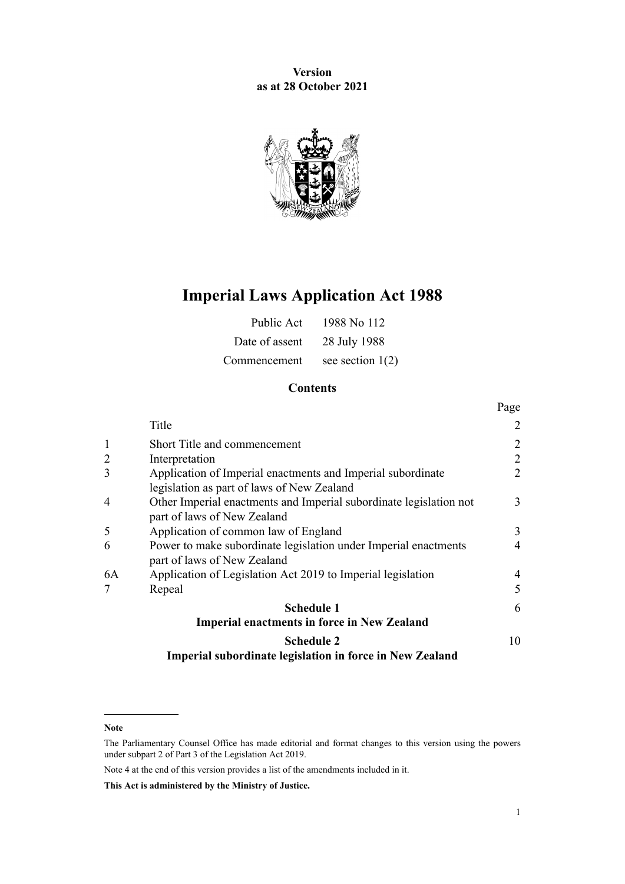**Version**
**as at 28 October 2021**

# Imperial Laws Application Act 1988

| | |
|---|---|
| Public Act | 1988 No 112 |
| Date of assent | 28 July 1988 |
| Commencement | see section 1(2) |

## Contents

| | | Page |
|---|---|---|
| | Title | 2 |
| 1 | Short Title and commencement | 2 |
| 2 | Interpretation | 2 |
| 3 | Application of Imperial enactments and Imperial subordinate legislation as part of laws of New Zealand | 2 |
| 4 | Other Imperial enactments and Imperial subordinate legislation not part of laws of New Zealand | 3 |
| 5 | Application of common law of England | 3 |
| 6 | Power to make subordinate legislation under Imperial enactments part of laws of New Zealand | 4 |
| 6A | Application of Legislation Act 2019 to Imperial legislation | 4 |
| 7 | Repeal | 5 |
| | **Schedule 1**<br>**Imperial enactments in force in New Zealand** | 6 |
| | **Schedule 2**<br>**Imperial subordinate legislation in force in New Zealand** | 10 |

**Note**

The Parliamentary Counsel Office has made editorial and format changes to this version using the powers under subpart 2 of Part 3 of the Legislation Act 2019.

Note 4 at the end of this version provides a list of the amendments included in it.

**This Act is administered by the Ministry of Justice.**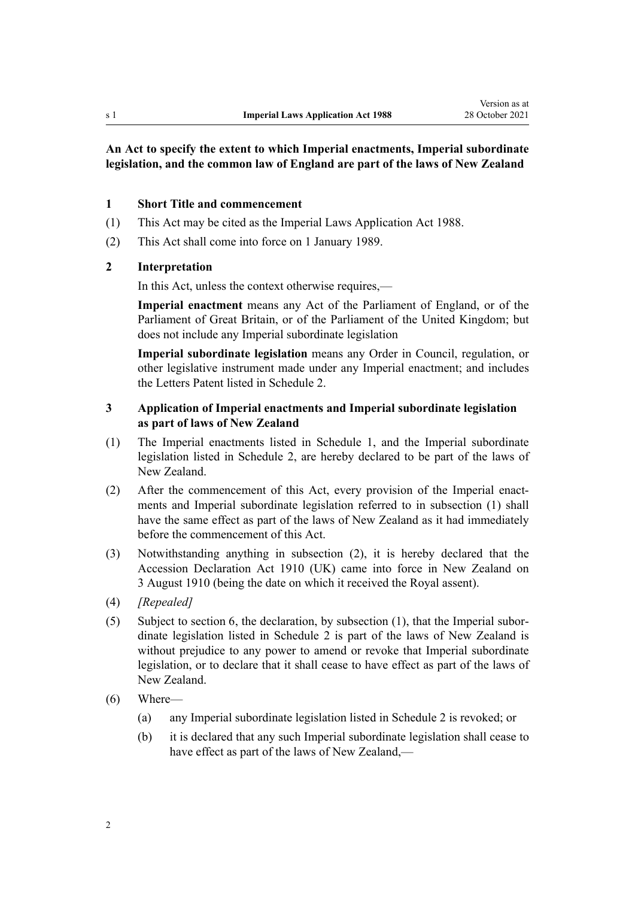**An Act to specify the extent to which Imperial enactments, Imperial subordinate legislation, and the common law of England are part of the laws of New Zealand**

### 1 Short Title and commencement

(1) This Act may be cited as the Imperial Laws Application Act 1988.

(2) This Act shall come into force on 1 January 1989.

### 2 Interpretation

In this Act, unless the context otherwise requires,—

**Imperial enactment** means any Act of the Parliament of England, or of the Parliament of Great Britain, or of the Parliament of the United Kingdom; but does not include any Imperial subordinate legislation

**Imperial subordinate legislation** means any Order in Council, regulation, or other legislative instrument made under any Imperial enactment; and includes the Letters Patent listed in Schedule 2.

### 3 Application of Imperial enactments and Imperial subordinate legislation as part of laws of New Zealand

(1) The Imperial enactments listed in Schedule 1, and the Imperial subordinate legislation listed in Schedule 2, are hereby declared to be part of the laws of New Zealand.

(2) After the commencement of this Act, every provision of the Imperial enactments and Imperial subordinate legislation referred to in subsection (1) shall have the same effect as part of the laws of New Zealand as it had immediately before the commencement of this Act.

(3) Notwithstanding anything in subsection (2), it is hereby declared that the Accession Declaration Act 1910 (UK) came into force in New Zealand on 3 August 1910 (being the date on which it received the Royal assent).

(4) *[Repealed]*

(5) Subject to section 6, the declaration, by subsection (1), that the Imperial subordinate legislation listed in Schedule 2 is part of the laws of New Zealand is without prejudice to any power to amend or revoke that Imperial subordinate legislation, or to declare that it shall cease to have effect as part of the laws of New Zealand.

(6) Where—

(a) any Imperial subordinate legislation listed in Schedule 2 is revoked; or

(b) it is declared that any such Imperial subordinate legislation shall cease to have effect as part of the laws of New Zealand,—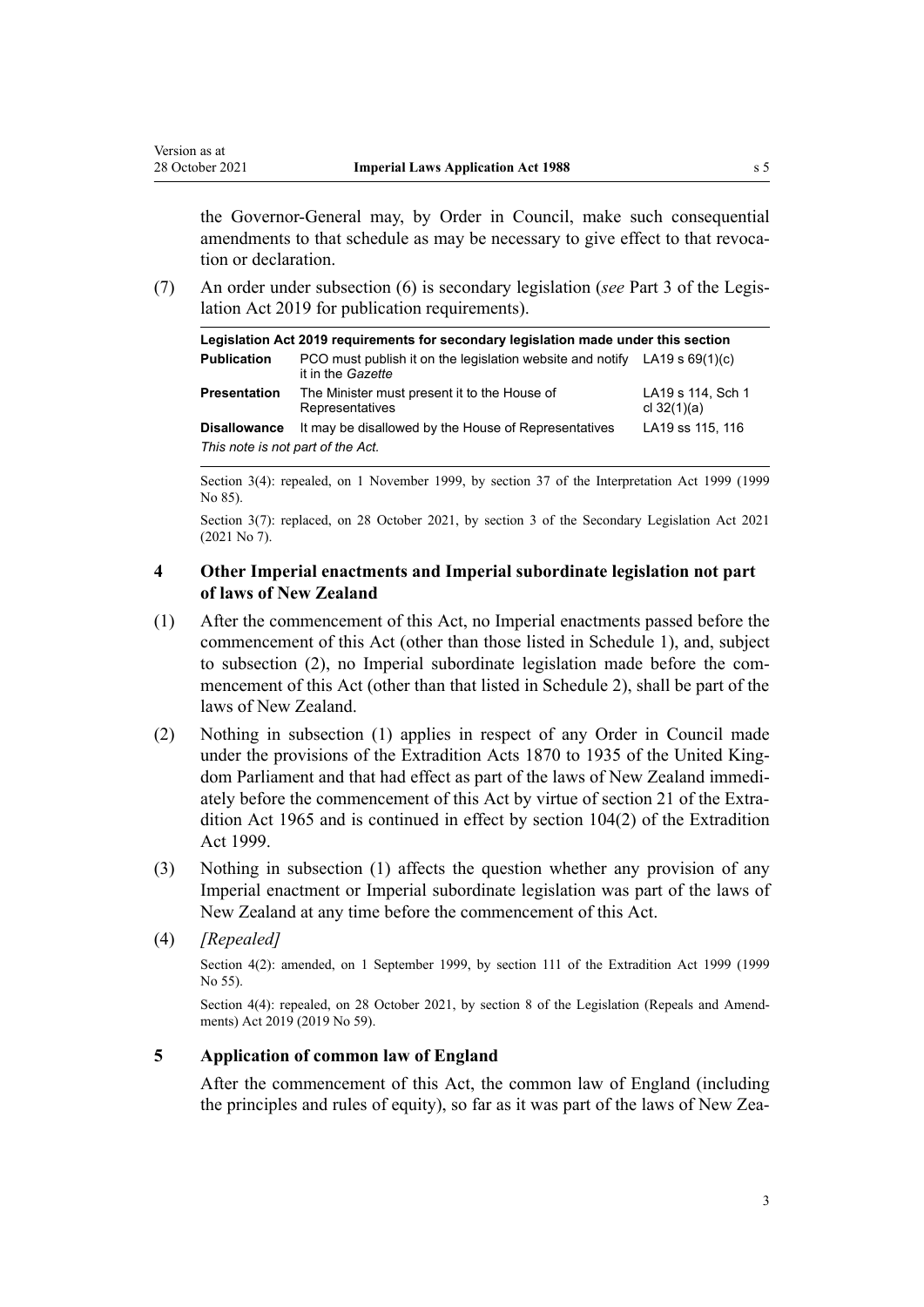the Governor-General may, by Order in Council, make such consequential amendments to that schedule as may be necessary to give effect to that revocation or declaration.

(7) An order under subsection (6) is secondary legislation (*see* Part 3 of the Legislation Act 2019 for publication requirements).

| Legislation Act 2019 requirements for secondary legislation made under this section | | |
|---|---|---|
| **Publication** | PCO must publish it on the legislation website and notify it in the *Gazette* | LA19 s 69(1)(c) |
| **Presentation** | The Minister must present it to the House of Representatives | LA19 s 114, Sch 1 cl 32(1)(a) |
| **Disallowance** | It may be disallowed by the House of Representatives | LA19 ss 115, 116 |
| *This note is not part of the Act.* | | |

Section 3(4): repealed, on 1 November 1999, by section 37 of the Interpretation Act 1999 (1999 No 85).

Section 3(7): replaced, on 28 October 2021, by section 3 of the Secondary Legislation Act 2021 (2021 No 7).

### 4 Other Imperial enactments and Imperial subordinate legislation not part of laws of New Zealand

(1) After the commencement of this Act, no Imperial enactments passed before the commencement of this Act (other than those listed in Schedule 1), and, subject to subsection (2), no Imperial subordinate legislation made before the commencement of this Act (other than that listed in Schedule 2), shall be part of the laws of New Zealand.

(2) Nothing in subsection (1) applies in respect of any Order in Council made under the provisions of the Extradition Acts 1870 to 1935 of the United Kingdom Parliament and that had effect as part of the laws of New Zealand immediately before the commencement of this Act by virtue of section 21 of the Extradition Act 1965 and is continued in effect by section 104(2) of the Extradition Act 1999.

(3) Nothing in subsection (1) affects the question whether any provision of any Imperial enactment or Imperial subordinate legislation was part of the laws of New Zealand at any time before the commencement of this Act.

(4) *[Repealed]*

Section 4(2): amended, on 1 September 1999, by section 111 of the Extradition Act 1999 (1999 No 55).

Section 4(4): repealed, on 28 October 2021, by section 8 of the Legislation (Repeals and Amendments) Act 2019 (2019 No 59).

### 5 Application of common law of England

After the commencement of this Act, the common law of England (including the principles and rules of equity), so far as it was part of the laws of New Zea-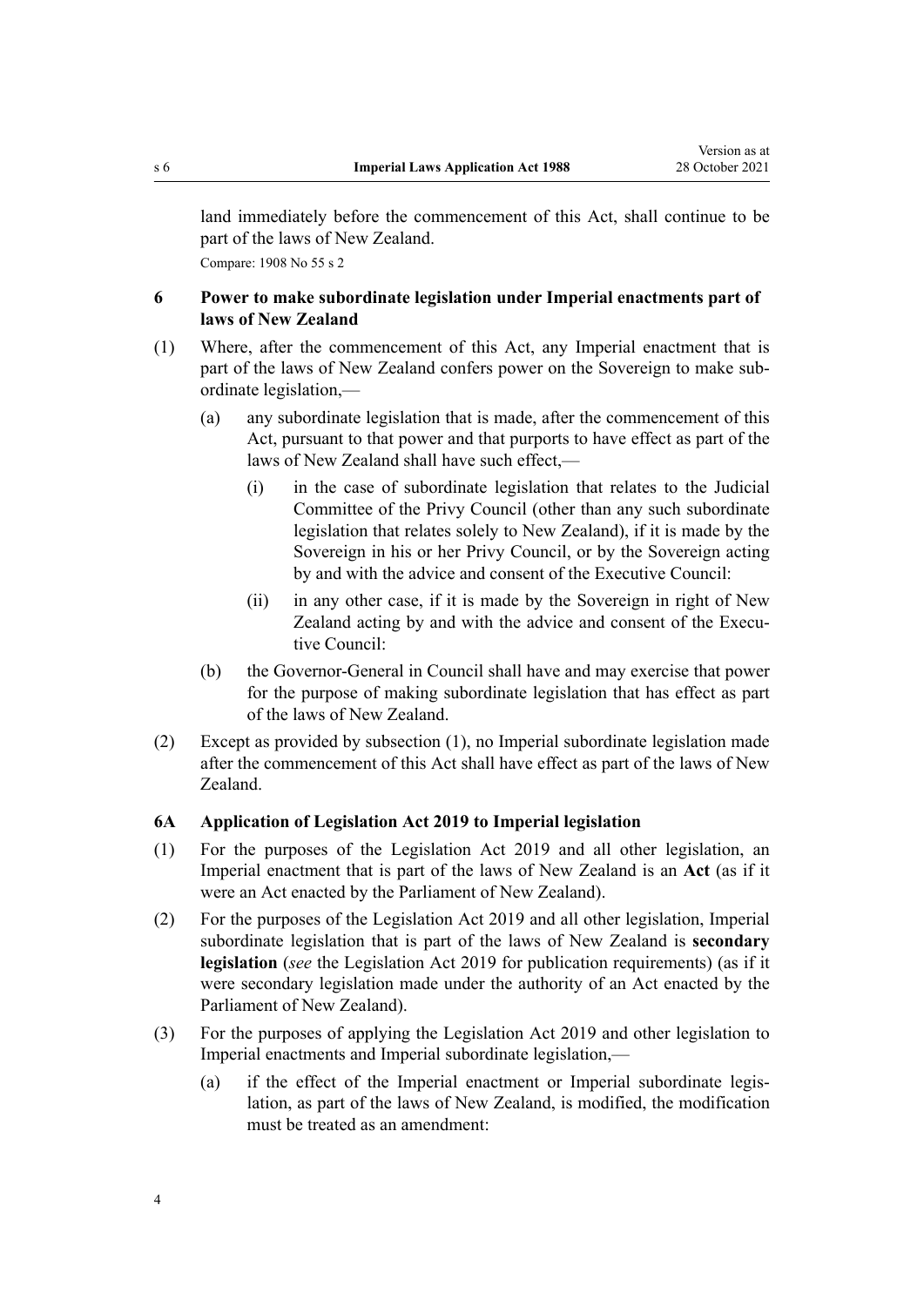land immediately before the commencement of this Act, shall continue to be part of the laws of New Zealand.

Compare: 1908 No 55 s 2

## 6 Power to make subordinate legislation under Imperial enactments part of laws of New Zealand

(1) Where, after the commencement of this Act, any Imperial enactment that is part of the laws of New Zealand confers power on the Sovereign to make subordinate legislation,—

(a) any subordinate legislation that is made, after the commencement of this Act, pursuant to that power and that purports to have effect as part of the laws of New Zealand shall have such effect,—

(i) in the case of subordinate legislation that relates to the Judicial Committee of the Privy Council (other than any such subordinate legislation that relates solely to New Zealand), if it is made by the Sovereign in his or her Privy Council, or by the Sovereign acting by and with the advice and consent of the Executive Council:

(ii) in any other case, if it is made by the Sovereign in right of New Zealand acting by and with the advice and consent of the Executive Council:

(b) the Governor-General in Council shall have and may exercise that power for the purpose of making subordinate legislation that has effect as part of the laws of New Zealand.

(2) Except as provided by subsection (1), no Imperial subordinate legislation made after the commencement of this Act shall have effect as part of the laws of New Zealand.

## 6A Application of Legislation Act 2019 to Imperial legislation

(1) For the purposes of the Legislation Act 2019 and all other legislation, an Imperial enactment that is part of the laws of New Zealand is an **Act** (as if it were an Act enacted by the Parliament of New Zealand).

(2) For the purposes of the Legislation Act 2019 and all other legislation, Imperial subordinate legislation that is part of the laws of New Zealand is **secondary legislation** (*see* the Legislation Act 2019 for publication requirements) (as if it were secondary legislation made under the authority of an Act enacted by the Parliament of New Zealand).

(3) For the purposes of applying the Legislation Act 2019 and other legislation to Imperial enactments and Imperial subordinate legislation,—

(a) if the effect of the Imperial enactment or Imperial subordinate legislation, as part of the laws of New Zealand, is modified, the modification must be treated as an amendment: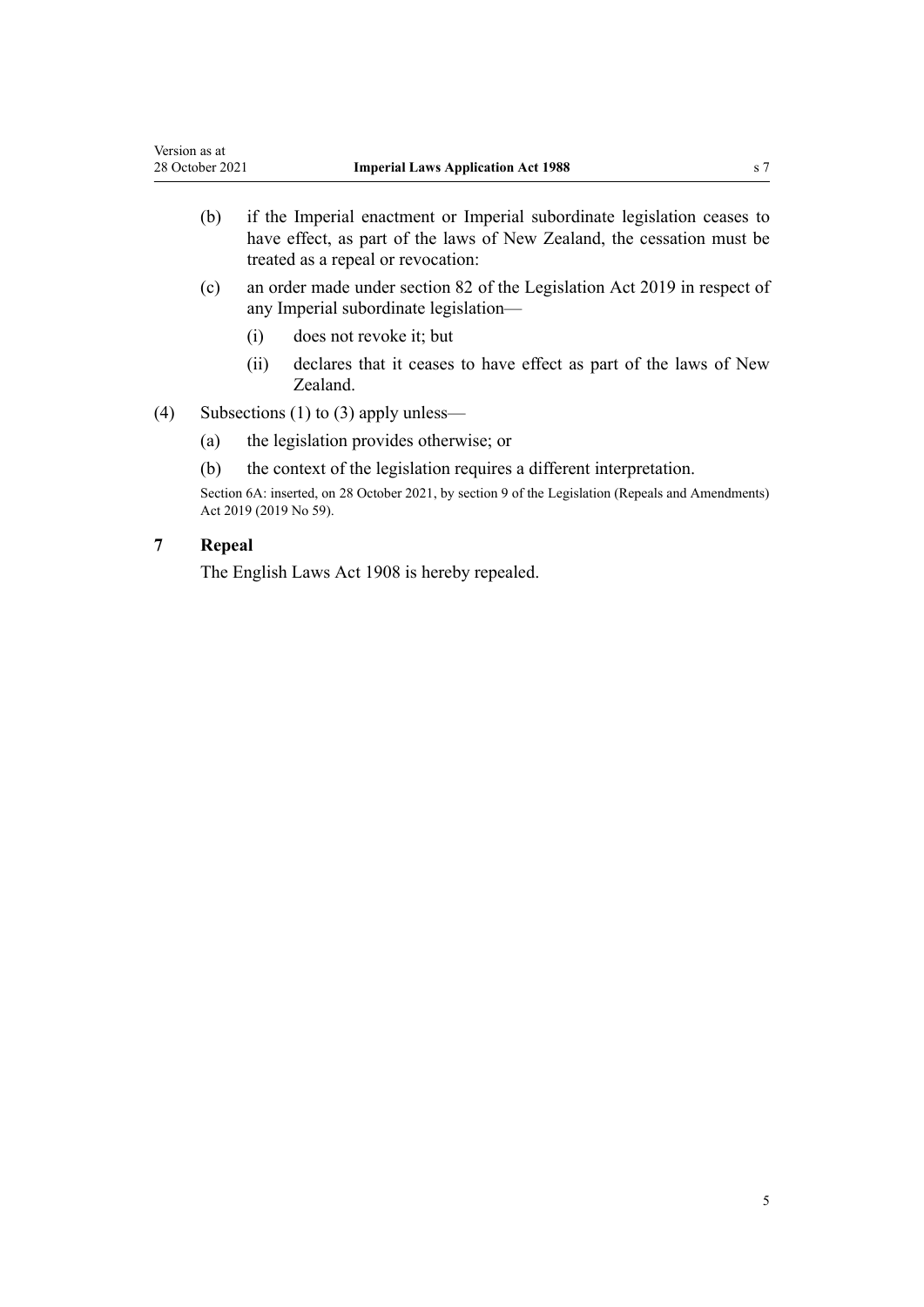(b) if the Imperial enactment or Imperial subordinate legislation ceases to have effect, as part of the laws of New Zealand, the cessation must be treated as a repeal or revocation:

(c) an order made under section 82 of the Legislation Act 2019 in respect of any Imperial subordinate legislation—

(i) does not revoke it; but

(ii) declares that it ceases to have effect as part of the laws of New Zealand.

(4) Subsections (1) to (3) apply unless—

(a) the legislation provides otherwise; or

(b) the context of the legislation requires a different interpretation.

Section 6A: inserted, on 28 October 2021, by section 9 of the Legislation (Repeals and Amendments) Act 2019 (2019 No 59).

### 7 Repeal

The English Laws Act 1908 is hereby repealed.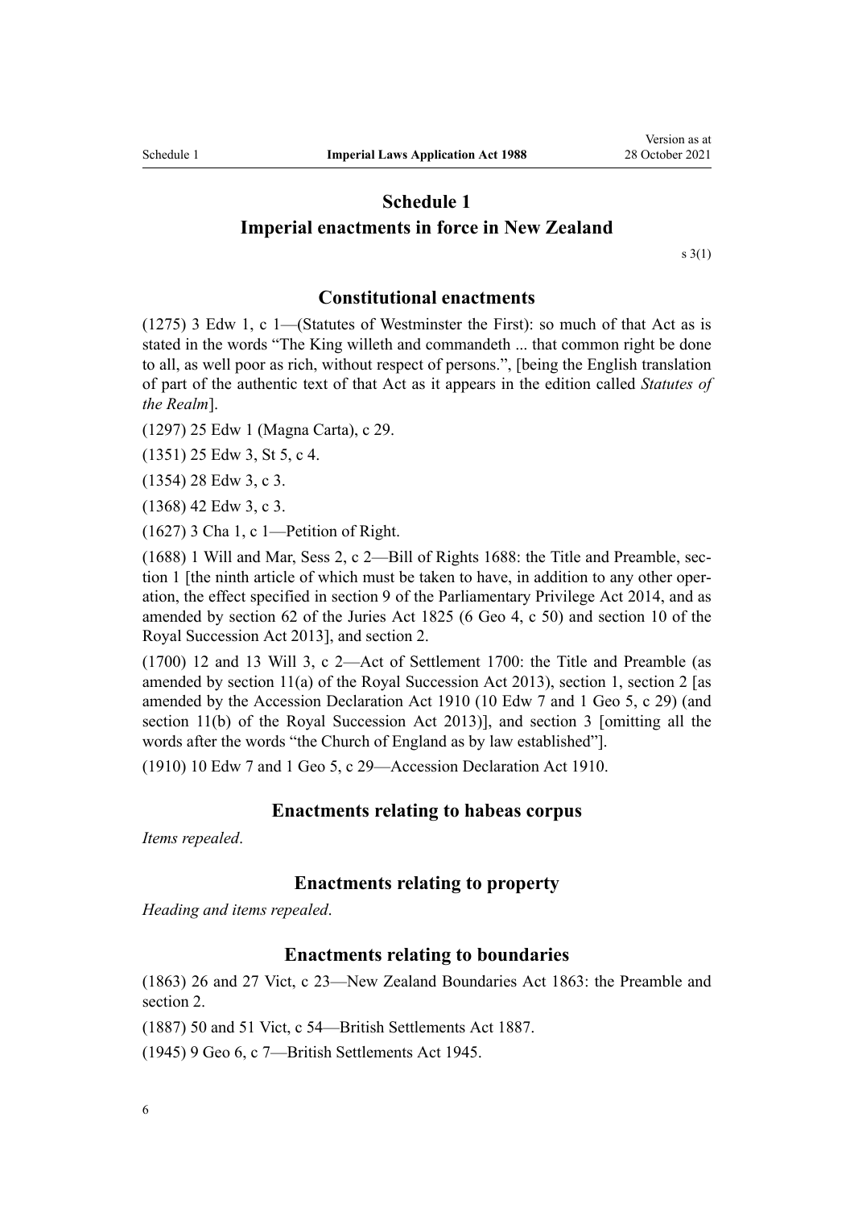# Schedule 1
# Imperial enactments in force in New Zealand

s 3(1)

## Constitutional enactments

(1275) 3 Edw 1, c 1—(Statutes of Westminster the First): so much of that Act as is stated in the words “The King willeth and commandeth ... that common right be done to all, as well poor as rich, without respect of persons.”, [being the English translation of part of the authentic text of that Act as it appears in the edition called *Statutes of the Realm*].

(1297) 25 Edw 1 (Magna Carta), c 29.

(1351) 25 Edw 3, St 5, c 4.

(1354) 28 Edw 3, c 3.

(1368) 42 Edw 3, c 3.

(1627) 3 Cha 1, c 1—Petition of Right.

(1688) 1 Will and Mar, Sess 2, c 2—Bill of Rights 1688: the Title and Preamble, section 1 [the ninth article of which must be taken to have, in addition to any other operation, the effect specified in section 9 of the Parliamentary Privilege Act 2014, and as amended by section 62 of the Juries Act 1825 (6 Geo 4, c 50) and section 10 of the Royal Succession Act 2013], and section 2.

(1700) 12 and 13 Will 3, c 2—Act of Settlement 1700: the Title and Preamble (as amended by section 11(a) of the Royal Succession Act 2013), section 1, section 2 [as amended by the Accession Declaration Act 1910 (10 Edw 7 and 1 Geo 5, c 29) (and section 11(b) of the Royal Succession Act 2013)], and section 3 [omitting all the words after the words “the Church of England as by law established”].

(1910) 10 Edw 7 and 1 Geo 5, c 29—Accession Declaration Act 1910.

## Enactments relating to habeas corpus

*Items repealed*.

## Enactments relating to property

*Heading and items repealed*.

## Enactments relating to boundaries

(1863) 26 and 27 Vict, c 23—New Zealand Boundaries Act 1863: the Preamble and section 2.

(1887) 50 and 51 Vict, c 54—British Settlements Act 1887.

(1945) 9 Geo 6, c 7—British Settlements Act 1945.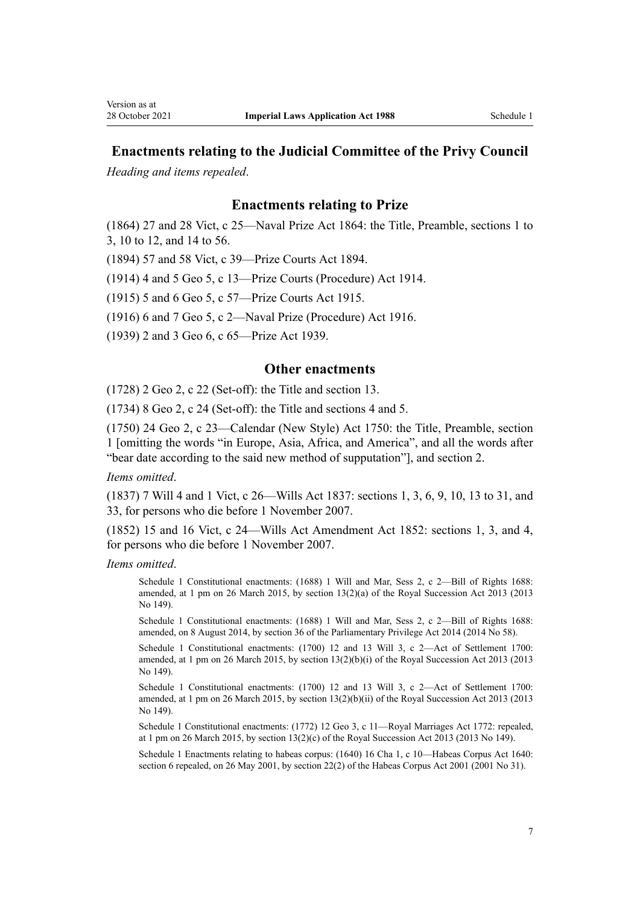## Enactments relating to the Judicial Committee of the Privy Council

*Heading and items repealed*.

## Enactments relating to Prize

(1864) 27 and 28 Vict, c 25—Naval Prize Act 1864: the Title, Preamble, sections 1 to 3, 10 to 12, and 14 to 56.

(1894) 57 and 58 Vict, c 39—Prize Courts Act 1894.

(1914) 4 and 5 Geo 5, c 13—Prize Courts (Procedure) Act 1914.

(1915) 5 and 6 Geo 5, c 57—Prize Courts Act 1915.

(1916) 6 and 7 Geo 5, c 2—Naval Prize (Procedure) Act 1916.

(1939) 2 and 3 Geo 6, c 65—Prize Act 1939.

## Other enactments

(1728) 2 Geo 2, c 22 (Set-off): the Title and section 13.

(1734) 8 Geo 2, c 24 (Set-off): the Title and sections 4 and 5.

(1750) 24 Geo 2, c 23—Calendar (New Style) Act 1750: the Title, Preamble, section 1 [omitting the words "in Europe, Asia, Africa, and America", and all the words after "bear date according to the said new method of supputation"], and section 2.

*Items omitted*.

(1837) 7 Will 4 and 1 Vict, c 26—Wills Act 1837: sections 1, 3, 6, 9, 10, 13 to 31, and 33, for persons who die before 1 November 2007.

(1852) 15 and 16 Vict, c 24—Wills Act Amendment Act 1852: sections 1, 3, and 4, for persons who die before 1 November 2007.

*Items omitted*.

Schedule 1 Constitutional enactments: (1688) 1 Will and Mar, Sess 2, c 2—Bill of Rights 1688: amended, at 1 pm on 26 March 2015, by section 13(2)(a) of the Royal Succession Act 2013 (2013 No 149).

Schedule 1 Constitutional enactments: (1688) 1 Will and Mar, Sess 2, c 2—Bill of Rights 1688: amended, on 8 August 2014, by section 36 of the Parliamentary Privilege Act 2014 (2014 No 58).

Schedule 1 Constitutional enactments: (1700) 12 and 13 Will 3, c 2—Act of Settlement 1700: amended, at 1 pm on 26 March 2015, by section 13(2)(b)(i) of the Royal Succession Act 2013 (2013 No 149).

Schedule 1 Constitutional enactments: (1700) 12 and 13 Will 3, c 2—Act of Settlement 1700: amended, at 1 pm on 26 March 2015, by section 13(2)(b)(ii) of the Royal Succession Act 2013 (2013 No 149).

Schedule 1 Constitutional enactments: (1772) 12 Geo 3, c 11—Royal Marriages Act 1772: repealed, at 1 pm on 26 March 2015, by section 13(2)(c) of the Royal Succession Act 2013 (2013 No 149).

Schedule 1 Enactments relating to habeas corpus: (1640) 16 Cha 1, c 10—Habeas Corpus Act 1640: section 6 repealed, on 26 May 2001, by section 22(2) of the Habeas Corpus Act 2001 (2001 No 31).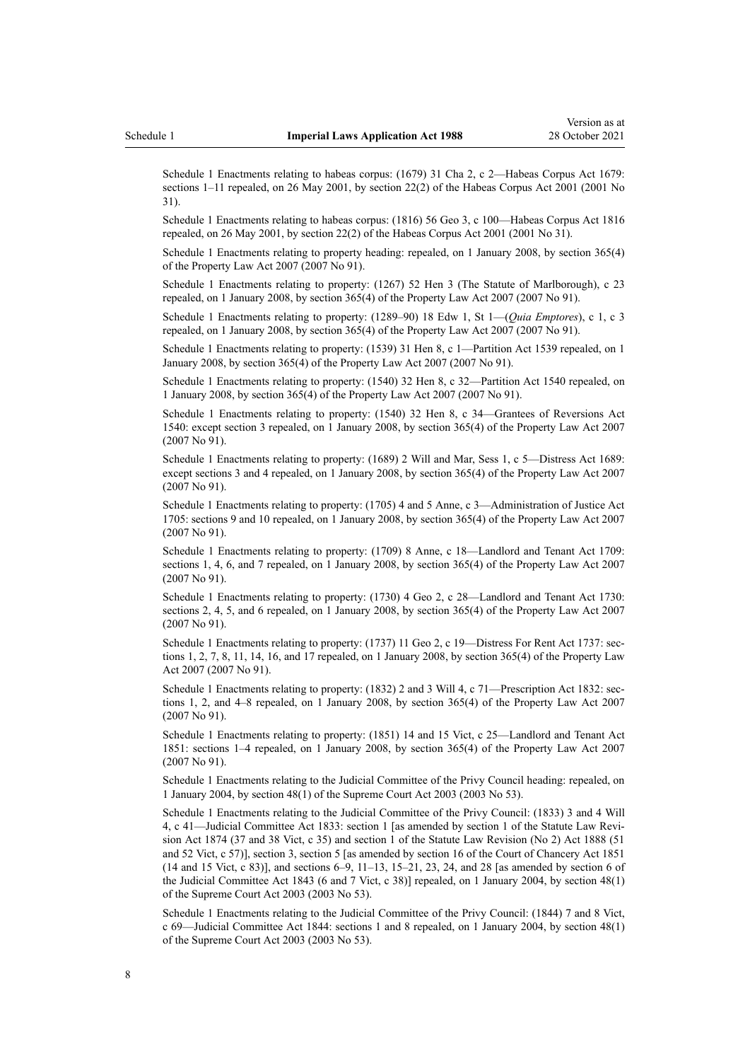Schedule 1 Enactments relating to habeas corpus: (1679) 31 Cha 2, c 2—Habeas Corpus Act 1679: sections 1–11 repealed, on 26 May 2001, by section 22(2) of the Habeas Corpus Act 2001 (2001 No 31).

Schedule 1 Enactments relating to habeas corpus: (1816) 56 Geo 3, c 100—Habeas Corpus Act 1816 repealed, on 26 May 2001, by section 22(2) of the Habeas Corpus Act 2001 (2001 No 31).

Schedule 1 Enactments relating to property heading: repealed, on 1 January 2008, by section 365(4) of the Property Law Act 2007 (2007 No 91).

Schedule 1 Enactments relating to property: (1267) 52 Hen 3 (The Statute of Marlborough), c 23 repealed, on 1 January 2008, by section 365(4) of the Property Law Act 2007 (2007 No 91).

Schedule 1 Enactments relating to property: (1289–90) 18 Edw 1, St 1—(*Quia Emptores*), c 1, c 3 repealed, on 1 January 2008, by section 365(4) of the Property Law Act 2007 (2007 No 91).

Schedule 1 Enactments relating to property: (1539) 31 Hen 8, c 1—Partition Act 1539 repealed, on 1 January 2008, by section 365(4) of the Property Law Act 2007 (2007 No 91).

Schedule 1 Enactments relating to property: (1540) 32 Hen 8, c 32—Partition Act 1540 repealed, on 1 January 2008, by section 365(4) of the Property Law Act 2007 (2007 No 91).

Schedule 1 Enactments relating to property: (1540) 32 Hen 8, c 34—Grantees of Reversions Act 1540: except section 3 repealed, on 1 January 2008, by section 365(4) of the Property Law Act 2007 (2007 No 91).

Schedule 1 Enactments relating to property: (1689) 2 Will and Mar, Sess 1, c 5—Distress Act 1689: except sections 3 and 4 repealed, on 1 January 2008, by section 365(4) of the Property Law Act 2007 (2007 No 91).

Schedule 1 Enactments relating to property: (1705) 4 and 5 Anne, c 3—Administration of Justice Act 1705: sections 9 and 10 repealed, on 1 January 2008, by section 365(4) of the Property Law Act 2007 (2007 No 91).

Schedule 1 Enactments relating to property: (1709) 8 Anne, c 18—Landlord and Tenant Act 1709: sections 1, 4, 6, and 7 repealed, on 1 January 2008, by section 365(4) of the Property Law Act 2007 (2007 No 91).

Schedule 1 Enactments relating to property: (1730) 4 Geo 2, c 28—Landlord and Tenant Act 1730: sections 2, 4, 5, and 6 repealed, on 1 January 2008, by section 365(4) of the Property Law Act 2007 (2007 No 91).

Schedule 1 Enactments relating to property: (1737) 11 Geo 2, c 19—Distress For Rent Act 1737: sections 1, 2, 7, 8, 11, 14, 16, and 17 repealed, on 1 January 2008, by section 365(4) of the Property Law Act 2007 (2007 No 91).

Schedule 1 Enactments relating to property: (1832) 2 and 3 Will 4, c 71—Prescription Act 1832: sections 1, 2, and 4–8 repealed, on 1 January 2008, by section 365(4) of the Property Law Act 2007 (2007 No 91).

Schedule 1 Enactments relating to property: (1851) 14 and 15 Vict, c 25—Landlord and Tenant Act 1851: sections 1–4 repealed, on 1 January 2008, by section 365(4) of the Property Law Act 2007 (2007 No 91).

Schedule 1 Enactments relating to the Judicial Committee of the Privy Council heading: repealed, on 1 January 2004, by section 48(1) of the Supreme Court Act 2003 (2003 No 53).

Schedule 1 Enactments relating to the Judicial Committee of the Privy Council: (1833) 3 and 4 Will 4, c 41—Judicial Committee Act 1833: section 1 [as amended by section 1 of the Statute Law Revision Act 1874 (37 and 38 Vict, c 35) and section 1 of the Statute Law Revision (No 2) Act 1888 (51 and 52 Vict, c 57)], section 3, section 5 [as amended by section 16 of the Court of Chancery Act 1851 (14 and 15 Vict, c 83)], and sections 6–9, 11–13, 15–21, 23, 24, and 28 [as amended by section 6 of the Judicial Committee Act 1843 (6 and 7 Vict, c 38)] repealed, on 1 January 2004, by section 48(1) of the Supreme Court Act 2003 (2003 No 53).

Schedule 1 Enactments relating to the Judicial Committee of the Privy Council: (1844) 7 and 8 Vict, c 69—Judicial Committee Act 1844: sections 1 and 8 repealed, on 1 January 2004, by section 48(1) of the Supreme Court Act 2003 (2003 No 53).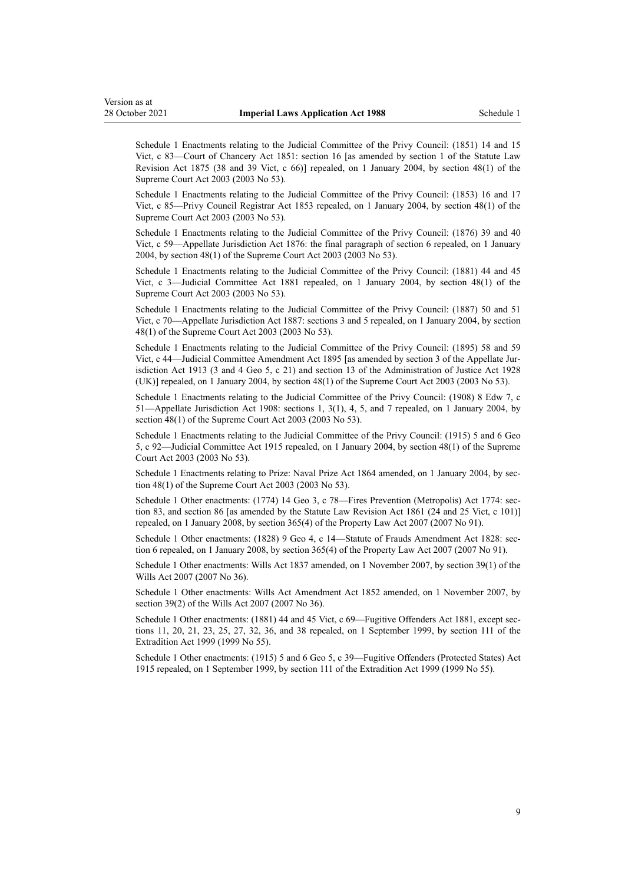Schedule 1 Enactments relating to the Judicial Committee of the Privy Council: (1851) 14 and 15 Vict, c 83—Court of Chancery Act 1851: section 16 [as amended by section 1 of the Statute Law Revision Act 1875 (38 and 39 Vict, c 66)] repealed, on 1 January 2004, by section 48(1) of the Supreme Court Act 2003 (2003 No 53).

Schedule 1 Enactments relating to the Judicial Committee of the Privy Council: (1853) 16 and 17 Vict, c 85—Privy Council Registrar Act 1853 repealed, on 1 January 2004, by section 48(1) of the Supreme Court Act 2003 (2003 No 53).

Schedule 1 Enactments relating to the Judicial Committee of the Privy Council: (1876) 39 and 40 Vict, c 59—Appellate Jurisdiction Act 1876: the final paragraph of section 6 repealed, on 1 January 2004, by section 48(1) of the Supreme Court Act 2003 (2003 No 53).

Schedule 1 Enactments relating to the Judicial Committee of the Privy Council: (1881) 44 and 45 Vict, c 3—Judicial Committee Act 1881 repealed, on 1 January 2004, by section 48(1) of the Supreme Court Act 2003 (2003 No 53).

Schedule 1 Enactments relating to the Judicial Committee of the Privy Council: (1887) 50 and 51 Vict, c 70—Appellate Jurisdiction Act 1887: sections 3 and 5 repealed, on 1 January 2004, by section 48(1) of the Supreme Court Act 2003 (2003 No 53).

Schedule 1 Enactments relating to the Judicial Committee of the Privy Council: (1895) 58 and 59 Vict, c 44—Judicial Committee Amendment Act 1895 [as amended by section 3 of the Appellate Jurisdiction Act 1913 (3 and 4 Geo 5, c 21) and section 13 of the Administration of Justice Act 1928 (UK)] repealed, on 1 January 2004, by section 48(1) of the Supreme Court Act 2003 (2003 No 53).

Schedule 1 Enactments relating to the Judicial Committee of the Privy Council: (1908) 8 Edw 7, c 51—Appellate Jurisdiction Act 1908: sections 1, 3(1), 4, 5, and 7 repealed, on 1 January 2004, by section 48(1) of the Supreme Court Act 2003 (2003 No 53).

Schedule 1 Enactments relating to the Judicial Committee of the Privy Council: (1915) 5 and 6 Geo 5, c 92—Judicial Committee Act 1915 repealed, on 1 January 2004, by section 48(1) of the Supreme Court Act 2003 (2003 No 53).

Schedule 1 Enactments relating to Prize: Naval Prize Act 1864 amended, on 1 January 2004, by section 48(1) of the Supreme Court Act 2003 (2003 No 53).

Schedule 1 Other enactments: (1774) 14 Geo 3, c 78—Fires Prevention (Metropolis) Act 1774: section 83, and section 86 [as amended by the Statute Law Revision Act 1861 (24 and 25 Vict, c 101)] repealed, on 1 January 2008, by section 365(4) of the Property Law Act 2007 (2007 No 91).

Schedule 1 Other enactments: (1828) 9 Geo 4, c 14—Statute of Frauds Amendment Act 1828: section 6 repealed, on 1 January 2008, by section 365(4) of the Property Law Act 2007 (2007 No 91).

Schedule 1 Other enactments: Wills Act 1837 amended, on 1 November 2007, by section 39(1) of the Wills Act 2007 (2007 No 36).

Schedule 1 Other enactments: Wills Act Amendment Act 1852 amended, on 1 November 2007, by section 39(2) of the Wills Act 2007 (2007 No 36).

Schedule 1 Other enactments: (1881) 44 and 45 Vict, c 69—Fugitive Offenders Act 1881, except sections 11, 20, 21, 23, 25, 27, 32, 36, and 38 repealed, on 1 September 1999, by section 111 of the Extradition Act 1999 (1999 No 55).

Schedule 1 Other enactments: (1915) 5 and 6 Geo 5, c 39—Fugitive Offenders (Protected States) Act 1915 repealed, on 1 September 1999, by section 111 of the Extradition Act 1999 (1999 No 55).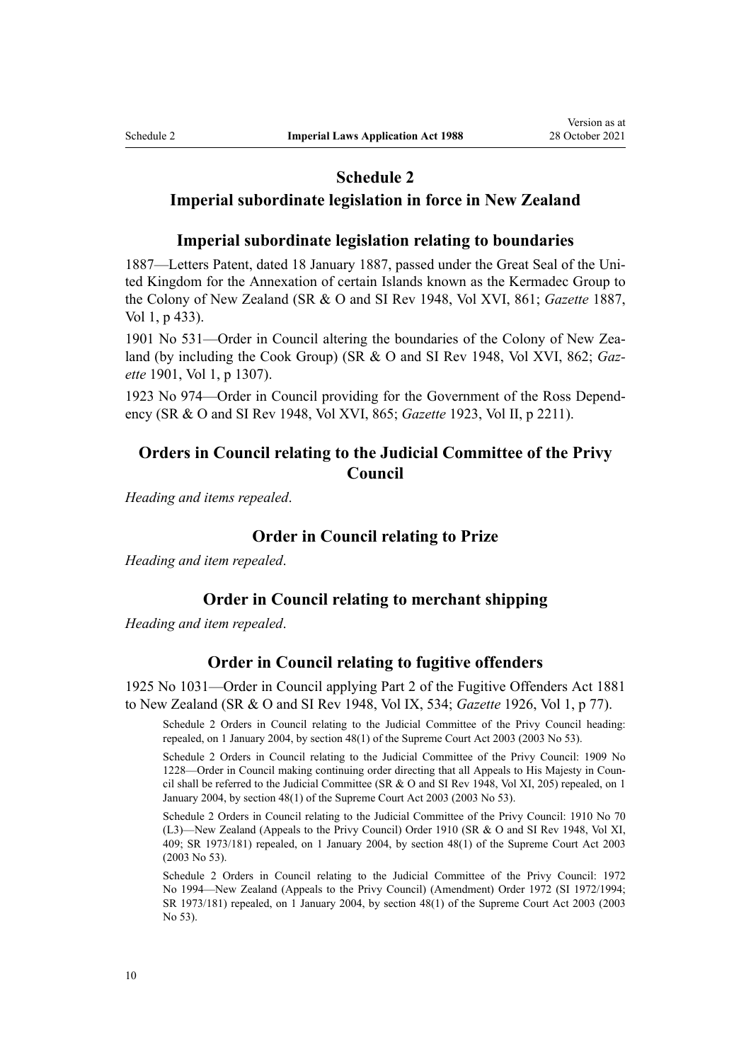# Schedule 2

## Imperial subordinate legislation in force in New Zealand

### Imperial subordinate legislation relating to boundaries

1887—Letters Patent, dated 18 January 1887, passed under the Great Seal of the United Kingdom for the Annexation of certain Islands known as the Kermadec Group to the Colony of New Zealand (SR & O and SI Rev 1948, Vol XVI, 861; *Gazette* 1887, Vol 1, p 433).

1901 No 531—Order in Council altering the boundaries of the Colony of New Zealand (by including the Cook Group) (SR & O and SI Rev 1948, Vol XVI, 862; *Gazette* 1901, Vol 1, p 1307).

1923 No 974—Order in Council providing for the Government of the Ross Dependency (SR & O and SI Rev 1948, Vol XVI, 865; *Gazette* 1923, Vol II, p 2211).

### Orders in Council relating to the Judicial Committee of the Privy Council

*Heading and items repealed*.

### Order in Council relating to Prize

*Heading and item repealed*.

### Order in Council relating to merchant shipping

*Heading and item repealed*.

### Order in Council relating to fugitive offenders

1925 No 1031—Order in Council applying Part 2 of the Fugitive Offenders Act 1881 to New Zealand (SR & O and SI Rev 1948, Vol IX, 534; *Gazette* 1926, Vol 1, p 77).

Schedule 2 Orders in Council relating to the Judicial Committee of the Privy Council heading: repealed, on 1 January 2004, by section 48(1) of the Supreme Court Act 2003 (2003 No 53).

Schedule 2 Orders in Council relating to the Judicial Committee of the Privy Council: 1909 No 1228—Order in Council making continuing order directing that all Appeals to His Majesty in Council shall be referred to the Judicial Committee (SR & O and SI Rev 1948, Vol XI, 205) repealed, on 1 January 2004, by section 48(1) of the Supreme Court Act 2003 (2003 No 53).

Schedule 2 Orders in Council relating to the Judicial Committee of the Privy Council: 1910 No 70 (L3)—New Zealand (Appeals to the Privy Council) Order 1910 (SR & O and SI Rev 1948, Vol XI, 409; SR 1973/181) repealed, on 1 January 2004, by section 48(1) of the Supreme Court Act 2003 (2003 No 53).

Schedule 2 Orders in Council relating to the Judicial Committee of the Privy Council: 1972 No 1994—New Zealand (Appeals to the Privy Council) (Amendment) Order 1972 (SI 1972/1994; SR 1973/181) repealed, on 1 January 2004, by section 48(1) of the Supreme Court Act 2003 (2003 No 53).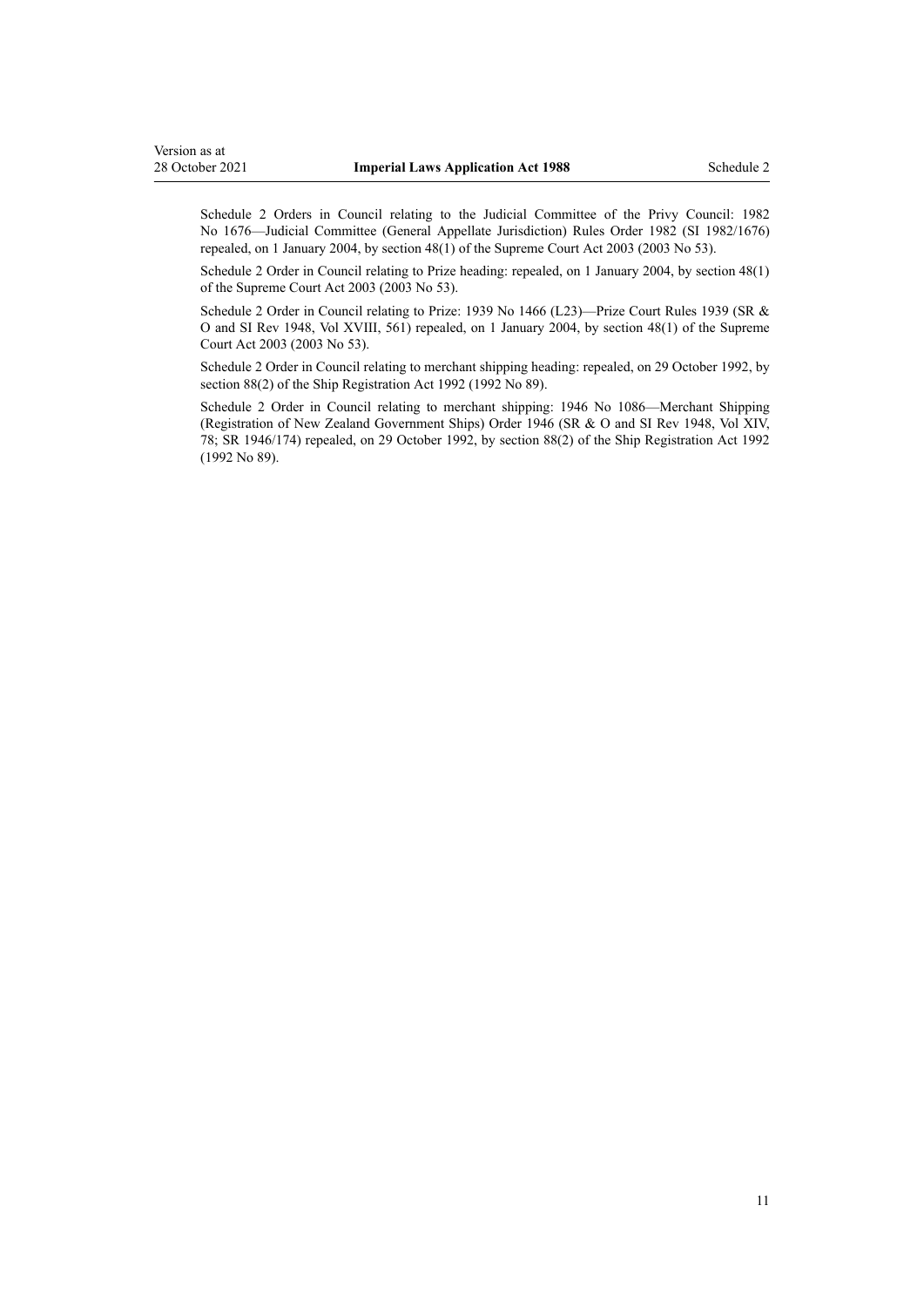Schedule 2 Orders in Council relating to the Judicial Committee of the Privy Council: 1982 No 1676—Judicial Committee (General Appellate Jurisdiction) Rules Order 1982 (SI 1982/1676) repealed, on 1 January 2004, by section 48(1) of the Supreme Court Act 2003 (2003 No 53).

Schedule 2 Order in Council relating to Prize heading: repealed, on 1 January 2004, by section 48(1) of the Supreme Court Act 2003 (2003 No 53).

Schedule 2 Order in Council relating to Prize: 1939 No 1466 (L23)—Prize Court Rules 1939 (SR & O and SI Rev 1948, Vol XVIII, 561) repealed, on 1 January 2004, by section 48(1) of the Supreme Court Act 2003 (2003 No 53).

Schedule 2 Order in Council relating to merchant shipping heading: repealed, on 29 October 1992, by section 88(2) of the Ship Registration Act 1992 (1992 No 89).

Schedule 2 Order in Council relating to merchant shipping: 1946 No 1086—Merchant Shipping (Registration of New Zealand Government Ships) Order 1946 (SR & O and SI Rev 1948, Vol XIV, 78; SR 1946/174) repealed, on 29 October 1992, by section 88(2) of the Ship Registration Act 1992 (1992 No 89).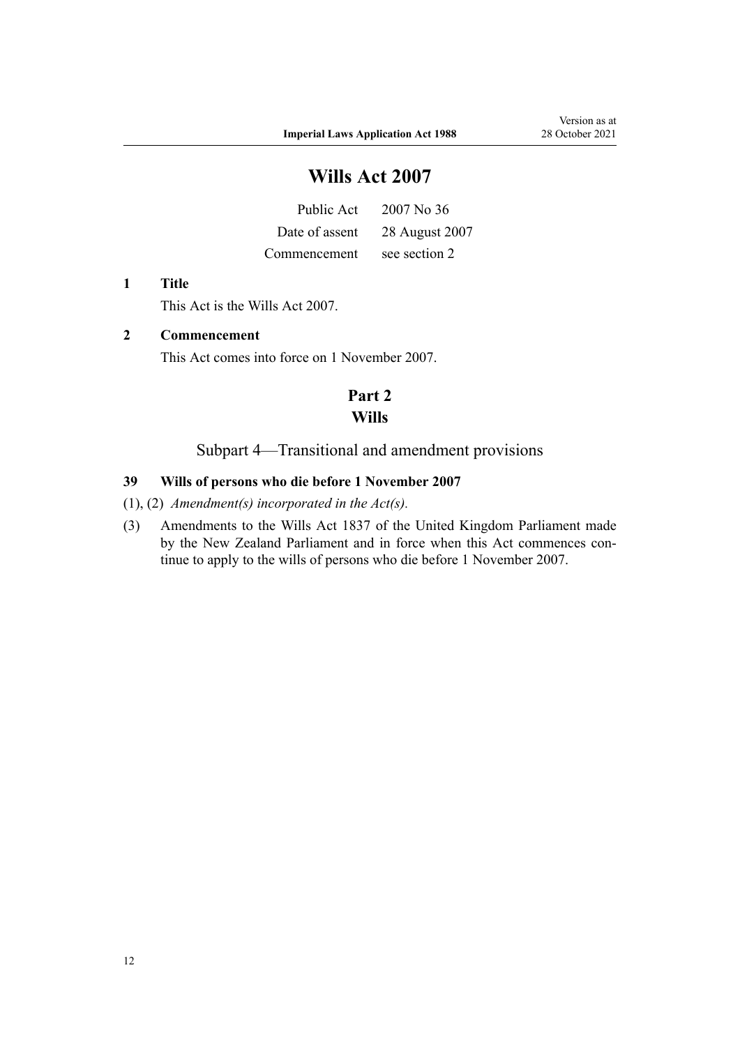# Wills Act 2007

| | |
|---|---|
| Public Act | 2007 No 36 |
| Date of assent | 28 August 2007 |
| Commencement | see section 2 |

**1 Title**

This Act is the Wills Act 2007.

**2 Commencement**

This Act comes into force on 1 November 2007.

## Part 2
## Wills

### Subpart 4—Transitional and amendment provisions

**39 Wills of persons who die before 1 November 2007**

(1), (2) *Amendment(s) incorporated in the Act(s).*

(3) Amendments to the Wills Act 1837 of the United Kingdom Parliament made by the New Zealand Parliament and in force when this Act commences continue to apply to the wills of persons who die before 1 November 2007.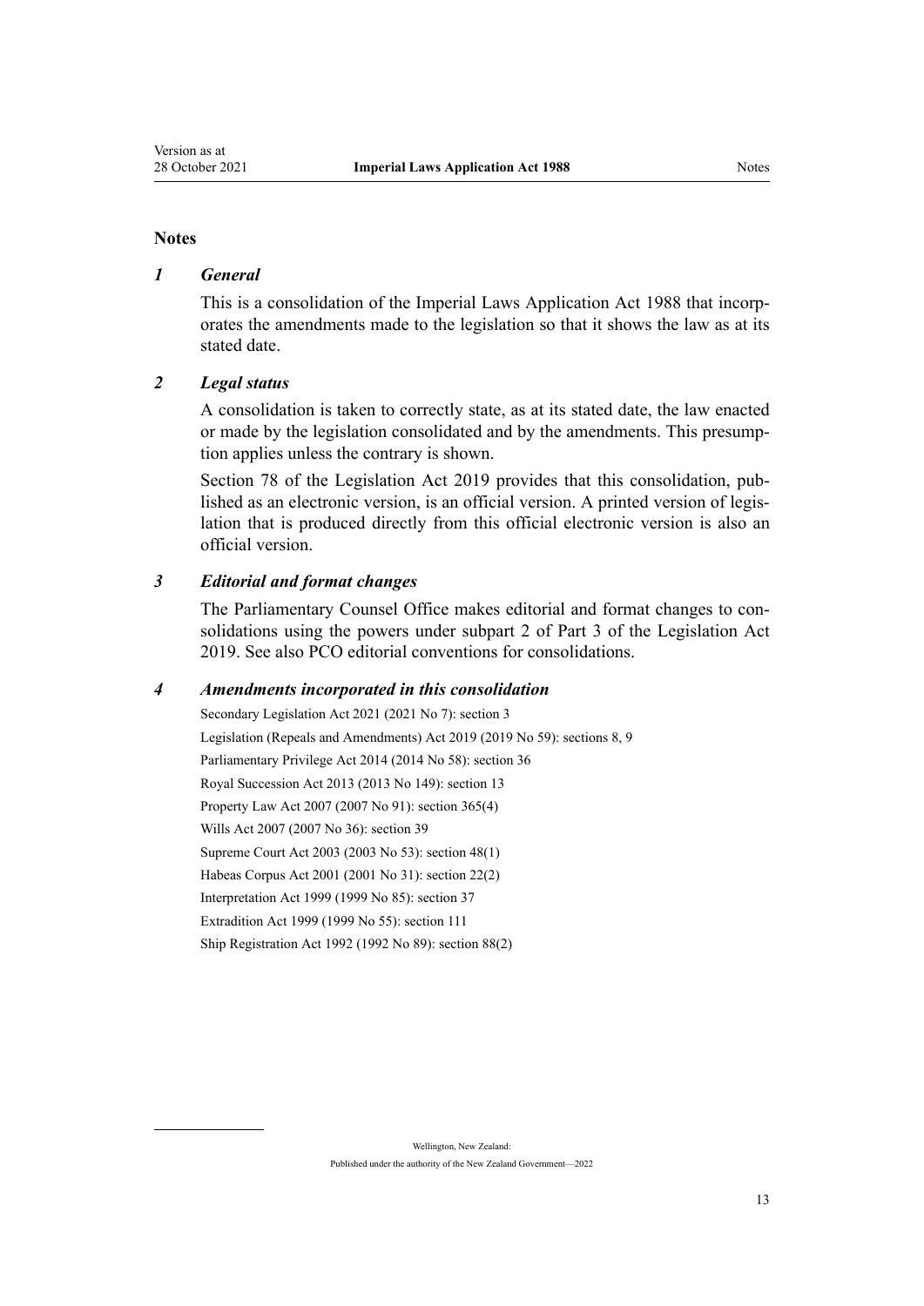## Notes

### *1 General*

This is a consolidation of the Imperial Laws Application Act 1988 that incorporates the amendments made to the legislation so that it shows the law as at its stated date.

### *2 Legal status*

A consolidation is taken to correctly state, as at its stated date, the law enacted or made by the legislation consolidated and by the amendments. This presumption applies unless the contrary is shown.

Section 78 of the Legislation Act 2019 provides that this consolidation, published as an electronic version, is an official version. A printed version of legislation that is produced directly from this official electronic version is also an official version.

### *3 Editorial and format changes*

The Parliamentary Counsel Office makes editorial and format changes to consolidations using the powers under subpart 2 of Part 3 of the Legislation Act 2019. See also PCO editorial conventions for consolidations.

### *4 Amendments incorporated in this consolidation*

Secondary Legislation Act 2021 (2021 No 7): section 3

Legislation (Repeals and Amendments) Act 2019 (2019 No 59): sections 8, 9

Parliamentary Privilege Act 2014 (2014 No 58): section 36

Royal Succession Act 2013 (2013 No 149): section 13

Property Law Act 2007 (2007 No 91): section 365(4)

Wills Act 2007 (2007 No 36): section 39

Supreme Court Act 2003 (2003 No 53): section 48(1)

Habeas Corpus Act 2001 (2001 No 31): section 22(2)

Interpretation Act 1999 (1999 No 85): section 37

Extradition Act 1999 (1999 No 55): section 111

Ship Registration Act 1992 (1992 No 89): section 88(2)

Wellington, New Zealand:

Published under the authority of the New Zealand Government—2022